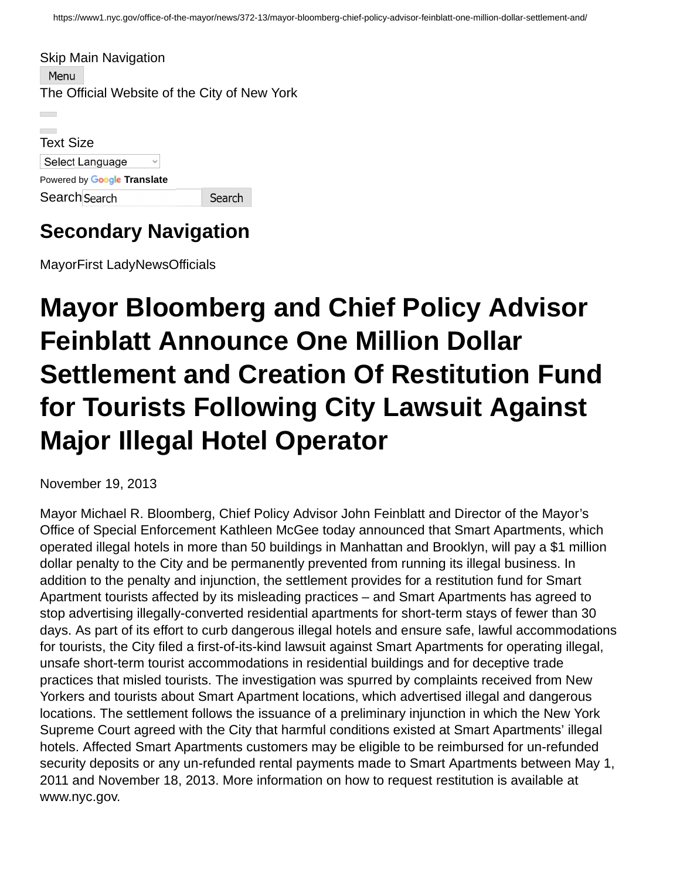Skip Main Navigation

Menu

The Official Website of the City of New York

Text Size

Select Language

Powered by Google Translate

Search Search Search

## Secondary Navigation

MayorFirst LadyNewsOfficials

# Mayor Bloomberg and Chief Policy Advisor Feinblatt Announce One Million Dollar Settlement and Creation Of Restitution Fund for Tourists Following City Lawsuit Against Major Illegal Hotel Operator

November 19, 2013

Mayor Michael R. Bloomberg, Chief Policy Advisor John Feinblatt and Director of the Mayor's Office of Special Enforcement Kathleen McGee today announced that Smart Apartments, which operated illegal hotels in more than 50 buildings in Manhattan and Brooklyn, will pay a $1 million dollar penalty to the City and be permanently prevented from running its illegal business. In addition to the penalty and injunction, the settlement provides for a restitution fund for Smart Apartment tourists affected by its misleading practices – and Smart Apartments has agreed to stop advertising illegally-converted residential apartments for short-term stays of fewer than 30 days. As part of its effort to curb dangerous illegal hotels and ensure safe, lawful accommodations for tourists, the City filed a first-of-its-kind lawsuit against Smart Apartments for operating illegal, unsafe short-term tourist accommodations in residential buildings and for deceptive trade practices that misled tourists. The investigation was spurred by complaints received from New Yorkers and tourists about Smart Apartment locations, which advertised illegal and dangerous locations. The settlement follows the issuance of a preliminary injunction in which the New York Supreme Court agreed with the City that harmful conditions existed at Smart Apartments' illegal hotels. Affected Smart Apartments customers may be eligible to be reimbursed for un-refunded security deposits or any un-refunded rental payments made to Smart Apartments between May 1, 2011 and November 18, 2013. More information on how to request restitution is available at www.nyc.gov.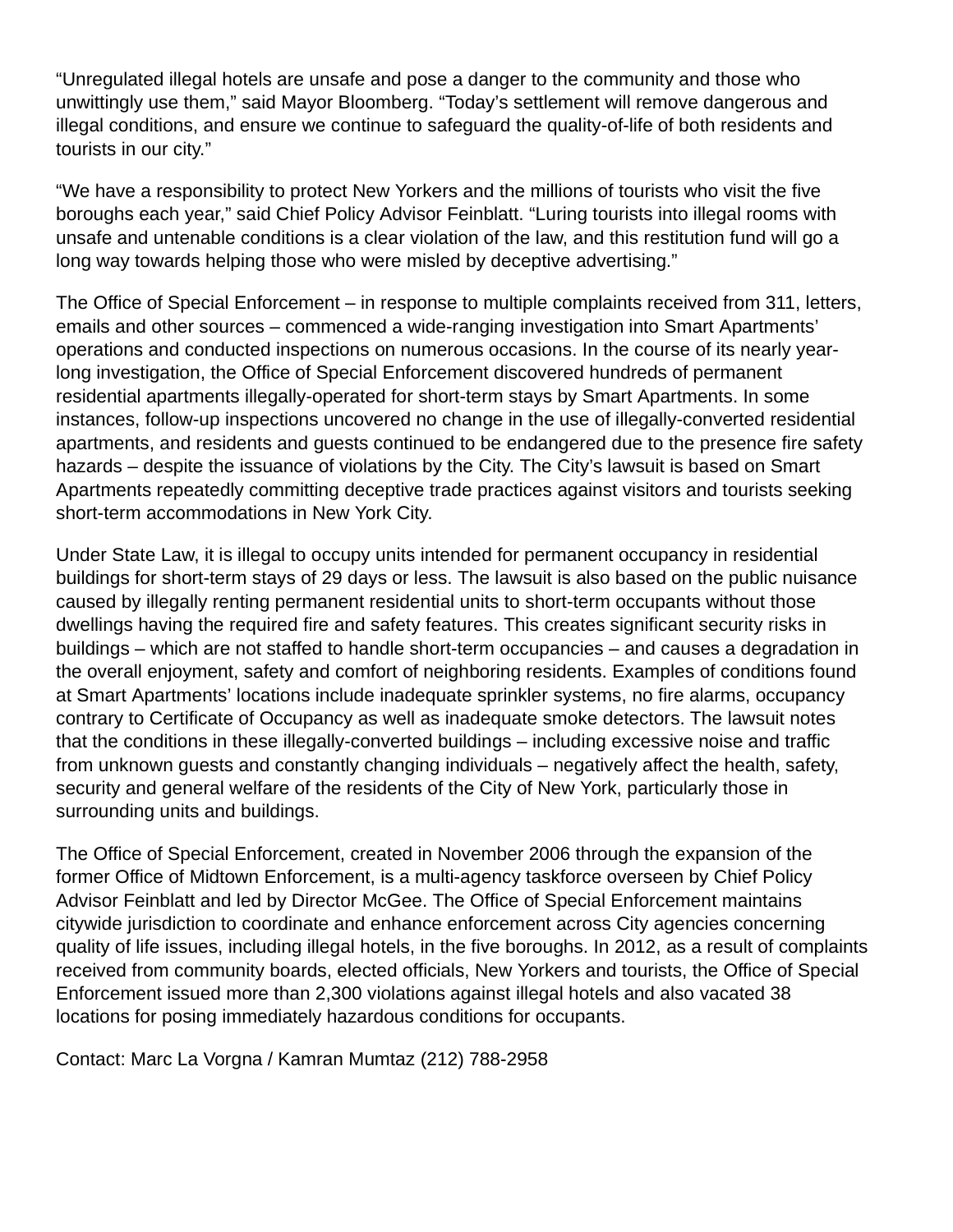"Unregulated illegal hotels are unsafe and pose a danger to the community and those who unwittingly use them," said Mayor Bloomberg. "Today's settlement will remove dangerous and illegal conditions, and ensure we continue to safeguard the quality-of-life of both residents and tourists in our city."

"We have a responsibility to protect New Yorkers and the millions of tourists who visit the five boroughs each year," said Chief Policy Advisor Feinblatt. "Luring tourists into illegal rooms with unsafe and untenable conditions is a clear violation of the law, and this restitution fund will go a long way towards helping those who were misled by deceptive advertising."

The Office of Special Enforcement – in response to multiple complaints received from 311, letters, emails and other sources – commenced a wide-ranging investigation into Smart Apartments' operations and conducted inspections on numerous occasions. In the course of its nearly year-long investigation, the Office of Special Enforcement discovered hundreds of permanent residential apartments illegally-operated for short-term stays by Smart Apartments. In some instances, follow-up inspections uncovered no change in the use of illegally-converted residential apartments, and residents and guests continued to be endangered due to the presence fire safety hazards – despite the issuance of violations by the City. The City's lawsuit is based on Smart Apartments repeatedly committing deceptive trade practices against visitors and tourists seeking short-term accommodations in New York City.

Under State Law, it is illegal to occupy units intended for permanent occupancy in residential buildings for short-term stays of 29 days or less. The lawsuit is also based on the public nuisance caused by illegally renting permanent residential units to short-term occupants without those dwellings having the required fire and safety features. This creates significant security risks in buildings – which are not staffed to handle short-term occupancies – and causes a degradation in the overall enjoyment, safety and comfort of neighboring residents. Examples of conditions found at Smart Apartments' locations include inadequate sprinkler systems, no fire alarms, occupancy contrary to Certificate of Occupancy as well as inadequate smoke detectors. The lawsuit notes that the conditions in these illegally-converted buildings – including excessive noise and traffic from unknown guests and constantly changing individuals – negatively affect the health, safety, security and general welfare of the residents of the City of New York, particularly those in surrounding units and buildings.

The Office of Special Enforcement, created in November 2006 through the expansion of the former Office of Midtown Enforcement, is a multi-agency taskforce overseen by Chief Policy Advisor Feinblatt and led by Director McGee. The Office of Special Enforcement maintains citywide jurisdiction to coordinate and enhance enforcement across City agencies concerning quality of life issues, including illegal hotels, in the five boroughs. In 2012, as a result of complaints received from community boards, elected officials, New Yorkers and tourists, the Office of Special Enforcement issued more than 2,300 violations against illegal hotels and also vacated 38 locations for posing immediately hazardous conditions for occupants.

Contact: Marc La Vorgna / Kamran Mumtaz (212) 788-2958